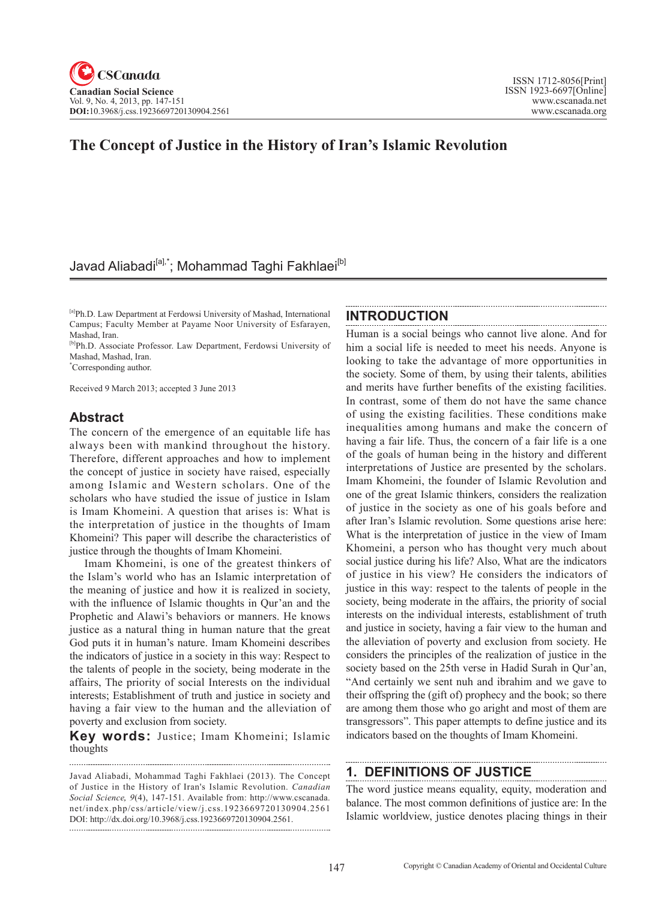# The Concept of Justice in the History of Iran's Islamic Revolution

Javad Aliabadi[a],*; Mohammad Taghi Fakhlaei[b]

[a]Ph.D. Law Department at Ferdowsi University of Mashad, International Campus; Faculty Member at Payame Noor University of Esfarayen, Mashad, Iran.

[b]Ph.D. Associate Professor. Law Department, Ferdowsi University of Mashad, Mashad, Iran.

*Corresponding author.

Received 9 March 2013; accepted 3 June 2013

## Abstract

The concern of the emergence of an equitable life has always been with mankind throughout the history. Therefore, different approaches and how to implement the concept of justice in society have raised, especially among Islamic and Western scholars. One of the scholars who have studied the issue of justice in Islam is Imam Khomeini. A question that arises is: What is the interpretation of justice in the thoughts of Imam Khomeini? This paper will describe the characteristics of justice through the thoughts of Imam Khomeini.

Imam Khomeini, is one of the greatest thinkers of the Islam's world who has an Islamic interpretation of the meaning of justice and how it is realized in society, with the influence of Islamic thoughts in Qur'an and the Prophetic and Alawi's behaviors or manners. He knows justice as a natural thing in human nature that the great God puts it in human's nature. Imam Khomeini describes the indicators of justice in a society in this way: Respect to the talents of people in the society, being moderate in the affairs, The priority of social Interests on the individual interests; Establishment of truth and justice in society and having a fair view to the human and the alleviation of poverty and exclusion from society.

**Key words:** Justice; Imam Khomeini; Islamic thoughts

Javad Aliabadi, Mohammad Taghi Fakhlaei (2013). The Concept of Justice in the History of Iran's Islamic Revolution. *Canadian Social Science*, *9*(4), 147-151. Available from: http://www.cscanada.net/index.php/css/article/view/j.css.1923669720130904.2561 DOI: http://dx.doi.org/10.3968/j.css.1923669720130904.2561.

## INTRODUCTION

Human is a social beings who cannot live alone. And for him a social life is needed to meet his needs. Anyone is looking to take the advantage of more opportunities in the society. Some of them, by using their talents, abilities and merits have further benefits of the existing facilities. In contrast, some of them do not have the same chance of using the existing facilities. These conditions make inequalities among humans and make the concern of having a fair life. Thus, the concern of a fair life is a one of the goals of human being in the history and different interpretations of Justice are presented by the scholars. Imam Khomeini, the founder of Islamic Revolution and one of the great Islamic thinkers, considers the realization of justice in the society as one of his goals before and after Iran's Islamic revolution. Some questions arise here: What is the interpretation of justice in the view of Imam Khomeini, a person who has thought very much about social justice during his life? Also, What are the indicators of justice in his view? He considers the indicators of justice in this way: respect to the talents of people in the society, being moderate in the affairs, the priority of social interests on the individual interests, establishment of truth and justice in society, having a fair view to the human and the alleviation of poverty and exclusion from society. He considers the principles of the realization of justice in the society based on the 25th verse in Hadid Surah in Qur'an, "And certainly we sent nuh and ibrahim and we gave to their offspring the (gift of) prophecy and the book; so there are among them those who go aright and most of them are transgressors". This paper attempts to define justice and its indicators based on the thoughts of Imam Khomeini.

## 1. DEFINITIONS OF JUSTICE

The word justice means equality, equity, moderation and balance. The most common definitions of justice are: In the Islamic worldview, justice denotes placing things in their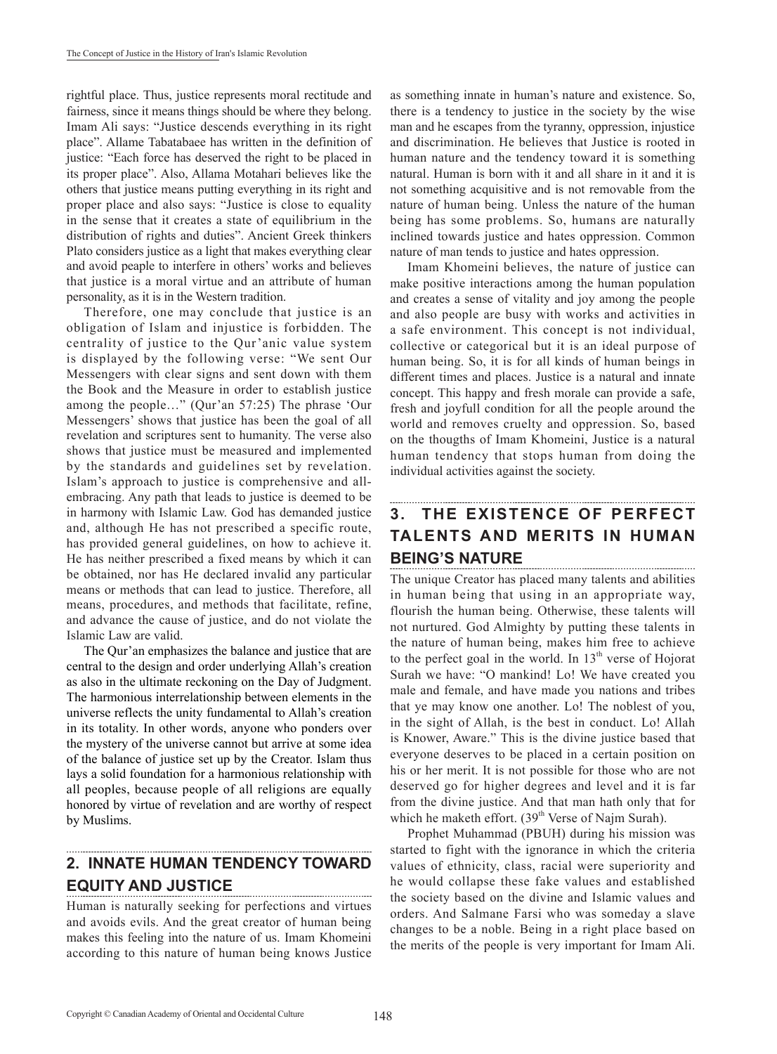rightful place. Thus, justice represents moral rectitude and fairness, since it means things should be where they belong. Imam Ali says: "Justice descends everything in its right place". Allame Tabatabaee has written in the definition of justice: "Each force has deserved the right to be placed in its proper place". Also, Allama Motahari believes like the others that justice means putting everything in its right and proper place and also says: "Justice is close to equality in the sense that it creates a state of equilibrium in the distribution of rights and duties". Ancient Greek thinkers Plato considers justice as a light that makes everything clear and avoid peaple to interfere in others' works and believes that justice is a moral virtue and an attribute of human personality, as it is in the Western tradition.

Therefore, one may conclude that justice is an obligation of Islam and injustice is forbidden. The centrality of justice to the Qur'anic value system is displayed by the following verse: "We sent Our Messengers with clear signs and sent down with them the Book and the Measure in order to establish justice among the people…" (Qur'an 57:25) The phrase 'Our Messengers' shows that justice has been the goal of all revelation and scriptures sent to humanity. The verse also shows that justice must be measured and implemented by the standards and guidelines set by revelation. Islam's approach to justice is comprehensive and all-embracing. Any path that leads to justice is deemed to be in harmony with Islamic Law. God has demanded justice and, although He has not prescribed a specific route, has provided general guidelines, on how to achieve it. He has neither prescribed a fixed means by which it can be obtained, nor has He declared invalid any particular means or methods that can lead to justice. Therefore, all means, procedures, and methods that facilitate, refine, and advance the cause of justice, and do not violate the Islamic Law are valid.

The Qur'an emphasizes the balance and justice that are central to the design and order underlying Allah's creation as also in the ultimate reckoning on the Day of Judgment. The harmonious interrelationship between elements in the universe reflects the unity fundamental to Allah's creation in its totality. In other words, anyone who ponders over the mystery of the universe cannot but arrive at some idea of the balance of justice set up by the Creator. Islam thus lays a solid foundation for a harmonious relationship with all peoples, because people of all religions are equally honored by virtue of revelation and are worthy of respect by Muslims.

## 2. INNATE HUMAN TENDENCY TOWARD EQUITY AND JUSTICE

Human is naturally seeking for perfections and virtues and avoids evils. And the great creator of human being makes this feeling into the nature of us. Imam Khomeini according to this nature of human being knows Justice as something innate in human's nature and existence. So, there is a tendency to justice in the society by the wise man and he escapes from the tyranny, oppression, injustice and discrimination. He believes that Justice is rooted in human nature and the tendency toward it is something natural. Human is born with it and all share in it and it is not something acquisitive and is not removable from the nature of human being. Unless the nature of the human being has some problems. So, humans are naturally inclined towards justice and hates oppression. Common nature of man tends to justice and hates oppression.

Imam Khomeini believes, the nature of justice can make positive interactions among the human population and creates a sense of vitality and joy among the people and also people are busy with works and activities in a safe environment. This concept is not individual, collective or categorical but it is an ideal purpose of human being. So, it is for all kinds of human beings in different times and places. Justice is a natural and innate concept. This happy and fresh morale can provide a safe, fresh and joyfull condition for all the people around the world and removes cruelty and oppression. So, based on the thougths of Imam Khomeini, Justice is a natural human tendency that stops human from doing the individual activities against the society.

## 3. THE EXISTENCE OF PERFECT TALENTS AND MERITS IN HUMAN BEING'S NATURE

The unique Creator has placed many talents and abilities in human being that using in an appropriate way, flourish the human being. Otherwise, these talents will not nurtured. God Almighty by putting these talents in the nature of human being, makes him free to achieve to the perfect goal in the world. In 13th verse of Hojorat Surah we have: "O mankind! Lo! We have created you male and female, and have made you nations and tribes that ye may know one another. Lo! The noblest of you, in the sight of Allah, is the best in conduct. Lo! Allah is Knower, Aware." This is the divine justice based that everyone deserves to be placed in a certain position on his or her merit. It is not possible for those who are not deserved go for higher degrees and level and it is far from the divine justice. And that man hath only that for which he maketh effort. (39th Verse of Najm Surah).

Prophet Muhammad (PBUH) during his mission was started to fight with the ignorance in which the criteria values of ethnicity, class, racial were superiority and he would collapse these fake values and established the society based on the divine and Islamic values and orders. And Salmane Farsi who was someday a slave changes to be a noble. Being in a right place based on the merits of the people is very important for Imam Ali.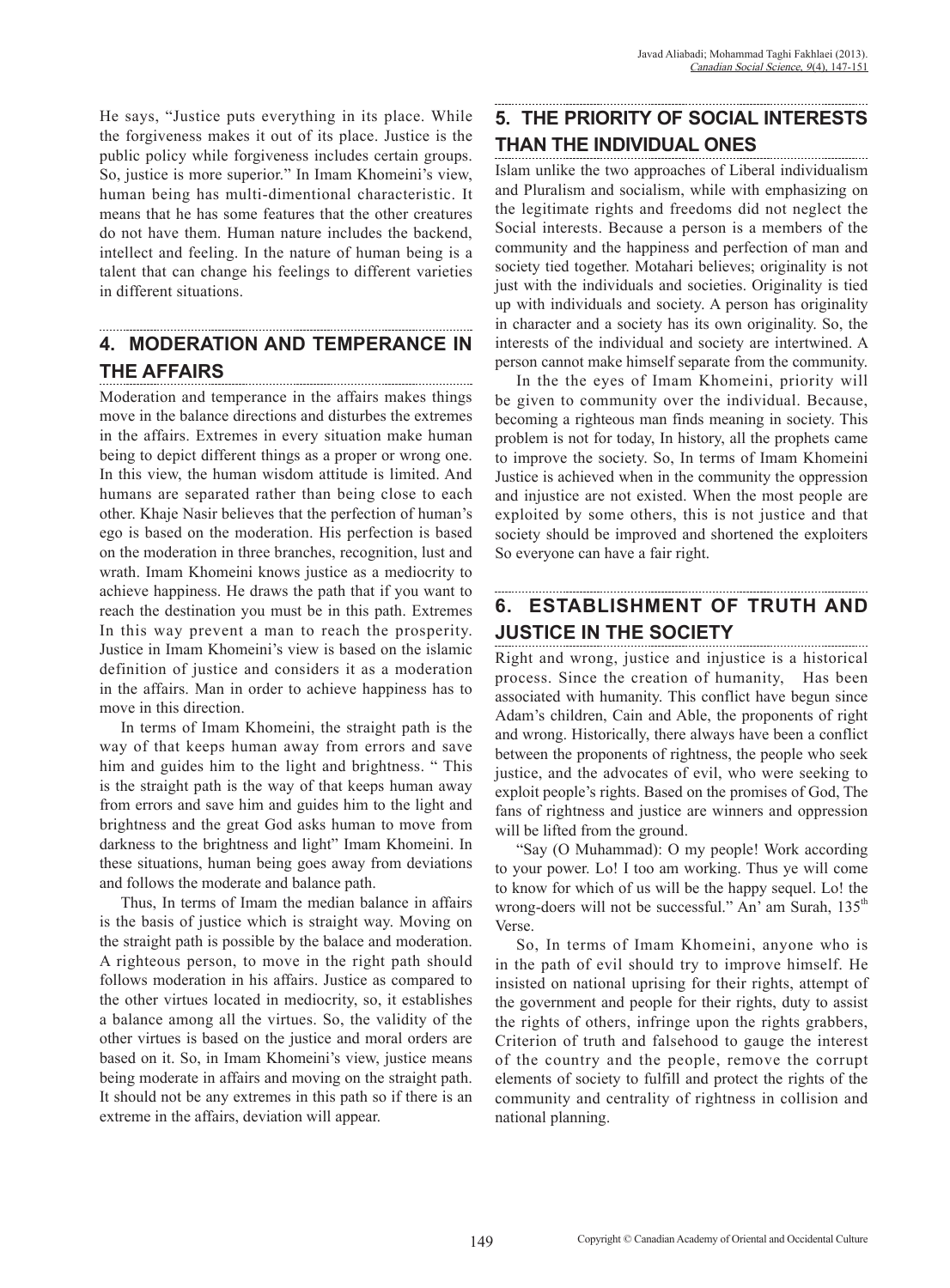He says, "Justice puts everything in its place. While the forgiveness makes it out of its place. Justice is the public policy while forgiveness includes certain groups. So, justice is more superior." In Imam Khomeini's view, human being has multi-dimentional characteristic. It means that he has some features that the other creatures do not have them. Human nature includes the backend, intellect and feeling. In the nature of human being is a talent that can change his feelings to different varieties in different situations.

## 4. MODERATION AND TEMPERANCE IN THE AFFAIRS

Moderation and temperance in the affairs makes things move in the balance directions and disturbes the extremes in the affairs. Extremes in every situation make human being to depict different things as a proper or wrong one. In this view, the human wisdom attitude is limited. And humans are separated rather than being close to each other. Khaje Nasir believes that the perfection of human's ego is based on the moderation. His perfection is based on the moderation in three branches, recognition, lust and wrath. Imam Khomeini knows justice as a mediocrity to achieve happiness. He draws the path that if you want to reach the destination you must be in this path. Extremes In this way prevent a man to reach the prosperity. Justice in Imam Khomeini's view is based on the islamic definition of justice and considers it as a moderation in the affairs. Man in order to achieve happiness has to move in this direction.

In terms of Imam Khomeini, the straight path is the way of that keeps human away from errors and save him and guides him to the light and brightness. " This is the straight path is the way of that keeps human away from errors and save him and guides him to the light and brightness and the great God asks human to move from darkness to the brightness and light" Imam Khomeini. In these situations, human being goes away from deviations and follows the moderate and balance path.

Thus, In terms of Imam the median balance in affairs is the basis of justice which is straight way. Moving on the straight path is possible by the balace and moderation. A righteous person, to move in the right path should follows moderation in his affairs. Justice as compared to the other virtues located in mediocrity, so, it establishes a balance among all the virtues. So, the validity of the other virtues is based on the justice and moral orders are based on it. So, in Imam Khomeini's view, justice means being moderate in affairs and moving on the straight path. It should not be any extremes in this path so if there is an extreme in the affairs, deviation will appear.

## 5. THE PRIORITY OF SOCIAL INTERESTS THAN THE INDIVIDUAL ONES

Islam unlike the two approaches of Liberal individualism and Pluralism and socialism, while with emphasizing on the legitimate rights and freedoms did not neglect the Social interests. Because a person is a members of the community and the happiness and perfection of man and society tied together. Motahari believes; originality is not just with the individuals and societies. Originality is tied up with individuals and society. A person has originality in character and a society has its own originality. So, the interests of the individual and society are intertwined. A person cannot make himself separate from the community.

In the the eyes of Imam Khomeini, priority will be given to community over the individual. Because, becoming a righteous man finds meaning in society. This problem is not for today, In history, all the prophets came to improve the society. So, In terms of Imam Khomeini Justice is achieved when in the community the oppression and injustice are not existed. When the most people are exploited by some others, this is not justice and that society should be improved and shortened the exploiters So everyone can have a fair right.

## 6. ESTABLISHMENT OF TRUTH AND JUSTICE IN THE SOCIETY

Right and wrong, justice and injustice is a historical process. Since the creation of humanity, Has been associated with humanity. This conflict have begun since Adam's children, Cain and Able, the proponents of right and wrong. Historically, there always have been a conflict between the proponents of rightness, the people who seek justice, and the advocates of evil, who were seeking to exploit people's rights. Based on the promises of God, The fans of rightness and justice are winners and oppression will be lifted from the ground.

"Say (O Muhammad): O my people! Work according to your power. Lo! I too am working. Thus ye will come to know for which of us will be the happy sequel. Lo! the wrong-doers will not be successful." An' am Surah, 135th Verse.

So, In terms of Imam Khomeini, anyone who is in the path of evil should try to improve himself. He insisted on national uprising for their rights, attempt of the government and people for their rights, duty to assist the rights of others, infringe upon the rights grabbers, Criterion of truth and falsehood to gauge the interest of the country and the people, remove the corrupt elements of society to fulfill and protect the rights of the community and centrality of rightness in collision and national planning.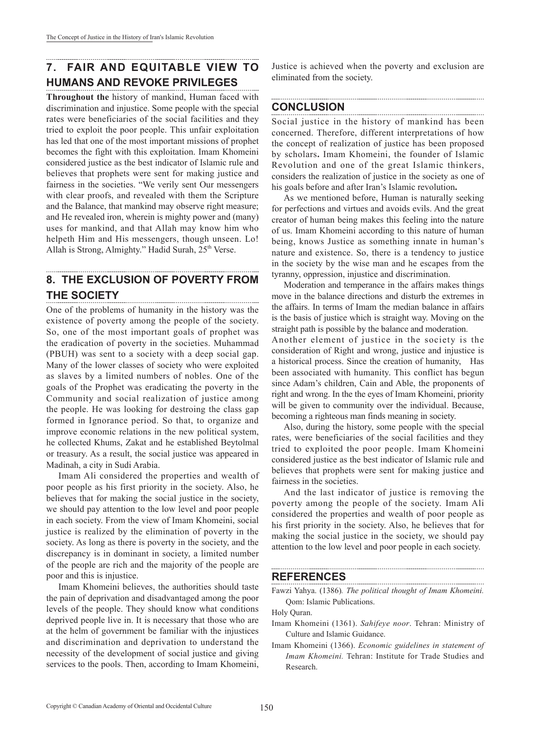## 7. FAIR AND EQUITABLE VIEW TO HUMANS AND REVOKE PRIVILEGES

**Throughout the** history of mankind, Human faced with discrimination and injustice. Some people with the special rates were beneficiaries of the social facilities and they tried to exploit the poor people. This unfair exploitation has led that one of the most important missions of prophet becomes the fight with this exploitation. Imam Khomeini considered justice as the best indicator of Islamic rule and believes that prophets were sent for making justice and fairness in the societies. "We verily sent Our messengers with clear proofs, and revealed with them the Scripture and the Balance, that mankind may observe right measure; and He revealed iron, wherein is mighty power and (many) uses for mankind, and that Allah may know him who helpeth Him and His messengers, though unseen. Lo! Allah is Strong, Almighty." Hadid Surah, 25th Verse.

## 8. THE EXCLUSION OF POVERTY FROM THE SOCIETY

One of the problems of humanity in the history was the existence of poverty among the people of the society. So, one of the most important goals of prophet was the eradication of poverty in the societies. Muhammad (PBUH) was sent to a society with a deep social gap. Many of the lower classes of society who were exploited as slaves by a limited numbers of nobles. One of the goals of the Prophet was eradicating the poverty in the Community and social realization of justice among the people. He was looking for destroing the class gap formed in Ignorance period. So that, to organize and improve economic relations in the new political system, he collected Khums, Zakat and he established Beytolmal or treasury. As a result, the social justice was appeared in Madinah, a city in Sudi Arabia.

Imam Ali considered the properties and wealth of poor people as his first priority in the society. Also, he believes that for making the social justice in the society, we should pay attention to the low level and poor people in each society. From the view of Imam Khomeini, social justice is realized by the elimination of poverty in the society. As long as there is poverty in the society, and the discrepancy is in dominant in society, a limited number of the people are rich and the majority of the people are poor and this is injustice.

Imam Khomeini believes, the authorities should taste the pain of deprivation and disadvantaged among the poor levels of the people. They should know what conditions deprived people live in. It is necessary that those who are at the helm of government be familiar with the injustices and discrimination and deprivation to understand the necessity of the development of social justice and giving services to the pools. Then, according to Imam Khomeini, Justice is achieved when the poverty and exclusion are eliminated from the society.

## CONCLUSION

Social justice in the history of mankind has been concerned. Therefore, different interpretations of how the concept of realization of justice has been proposed by scholars**.** Imam Khomeini, the founder of Islamic Revolution and one of the great Islamic thinkers, considers the realization of justice in the society as one of his goals before and after Iran's Islamic revolution**.**

As we mentioned before, Human is naturally seeking for perfections and virtues and avoids evils. And the great creator of human being makes this feeling into the nature of us. Imam Khomeini according to this nature of human being, knows Justice as something innate in human's nature and existence. So, there is a tendency to justice in the society by the wise man and he escapes from the tyranny, oppression, injustice and discrimination.

Moderation and temperance in the affairs makes things move in the balance directions and disturb the extremes in the affairs. In terms of Imam the median balance in affairs is the basis of justice which is straight way. Moving on the straight path is possible by the balance and moderation.

Another element of justice in the society is the consideration of Right and wrong, justice and injustice is a historical process. Since the creation of humanity, Has been associated with humanity. This conflict has begun since Adam's children, Cain and Able, the proponents of right and wrong. In the the eyes of Imam Khomeini, priority will be given to community over the individual. Because, becoming a righteous man finds meaning in society.

Also, during the history, some people with the special rates, were beneficiaries of the social facilities and they tried to exploited the poor people. Imam Khomeini considered justice as the best indicator of Islamic rule and believes that prophets were sent for making justice and fairness in the societies.

And the last indicator of justice is removing the poverty among the people of the society. Imam Ali considered the properties and wealth of poor people as his first priority in the society. Also, he believes that for making the social justice in the society, we should pay attention to the low level and poor people in each society.

## REFERENCES

Fawzi Yahya. (1386)*. The political thought of Imam Khomeini.* Qom: Islamic Publications.

Holy Quran.

Imam Khomeini (1361). *Sahifeye noor*. Tehran: Ministry of Culture and Islamic Guidance.

Imam Khomeini (1366). *Economic guidelines in statement of Imam Khomeini.* Tehran: Institute for Trade Studies and Research.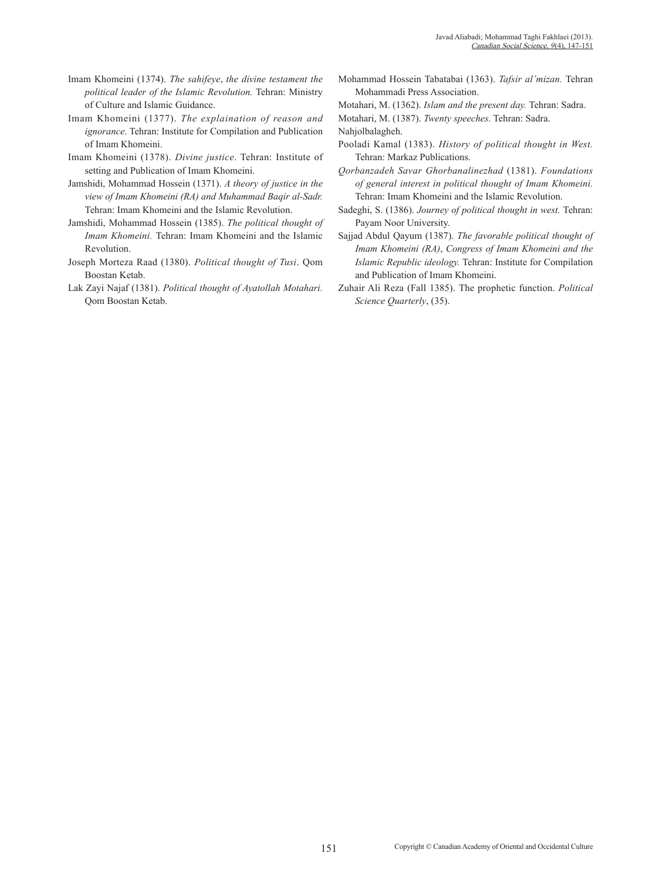Imam Khomeini (1374). *The sahifeye*, *the divine testament the political leader of the Islamic Revolution.* Tehran: Ministry of Culture and Islamic Guidance.

Imam Khomeini (1377). *The explaination of reason and ignorance*. Tehran: Institute for Compilation and Publication of Imam Khomeini.

Imam Khomeini (1378). *Divine justice*. Tehran: Institute of setting and Publication of Imam Khomeini.

Jamshidi, Mohammad Hossein (1371). *A theory of justice in the view of Imam Khomeini (RA) and Muhammad Baqir al-Sadr.* Tehran: Imam Khomeini and the Islamic Revolution.

Jamshidi, Mohammad Hossein (1385). *The political thought of Imam Khomeini.* Tehran: Imam Khomeini and the Islamic Revolution.

Joseph Morteza Raad (1380). *Political thought of Tusi*. Qom Boostan Ketab.

Lak Zayi Najaf (1381). *Political thought of Ayatollah Motahari.* Qom Boostan Ketab.

Mohammad Hossein Tabatabai (1363). *Tafsir al'mizan.* Tehran Mohammadi Press Association.

Motahari, M. (1362). *Islam and the present day.* Tehran: Sadra.

Motahari, M. (1387). *Twenty speeches.* Tehran: Sadra.

Nahjolbalagheh.

Pooladi Kamal (1383). *History of political thought in West.* Tehran: Markaz Publications.

*Qorbanzadeh Savar Ghorbanalinezhad* (1381). *Foundations of general interest in political thought of Imam Khomeini.* Tehran: Imam Khomeini and the Islamic Revolution.

Sadeghi, S. (1386). *Journey of political thought in west.* Tehran: Payam Noor University.

Sajjad Abdul Qayum (1387). *The favorable political thought of Imam Khomeini (RA)*, *Congress of Imam Khomeini and the Islamic Republic ideology.* Tehran: Institute for Compilation and Publication of Imam Khomeini.

Zuhair Ali Reza (Fall 1385). The prophetic function. *Political Science Quarterly*, (35).